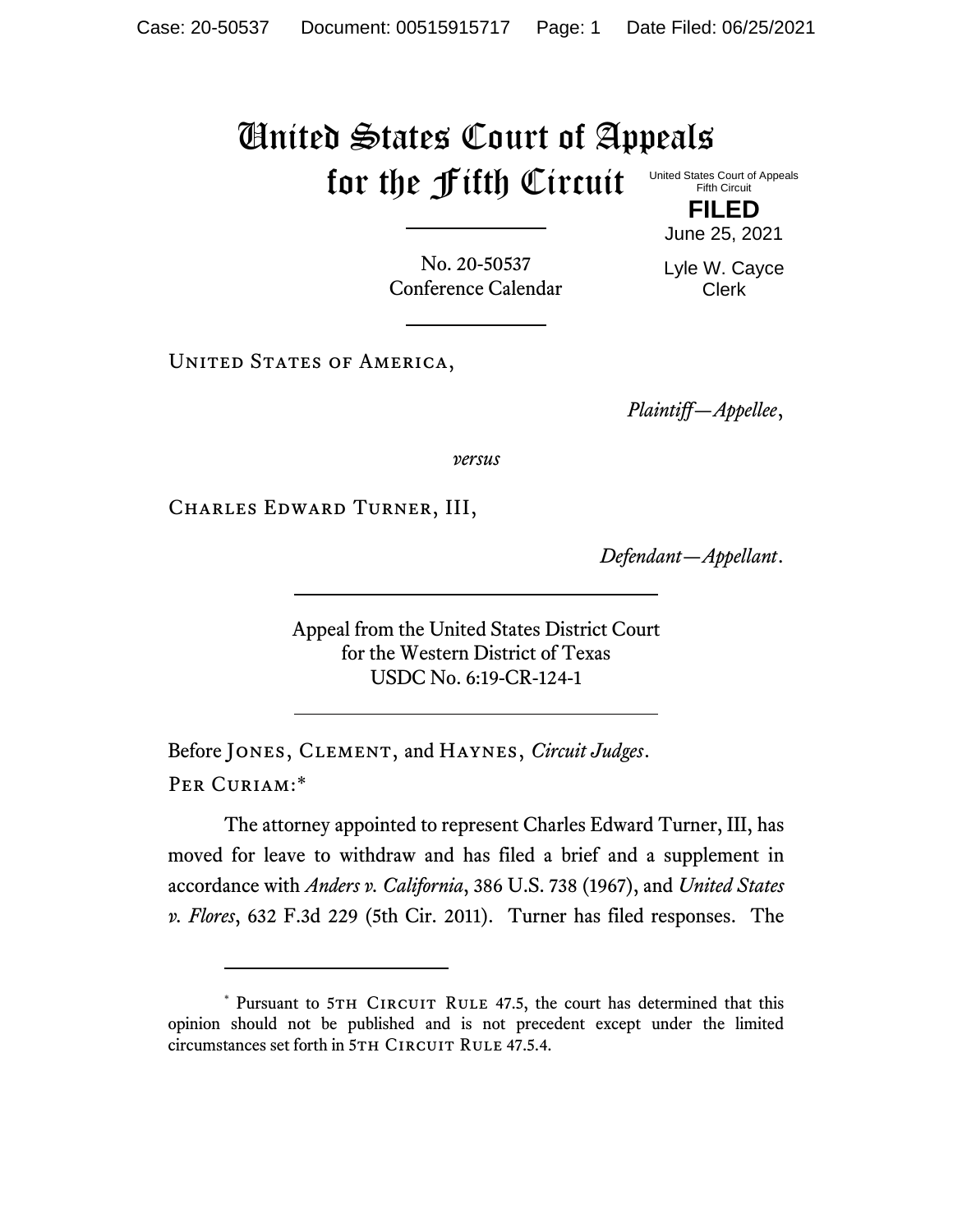# United States Court of Appeals for the Fifth Circuit

United States Court of Appeals
Fifth Circuit

**FILED**

June 25, 2021

Lyle W. Cayce
Clerk

No. 20-50537
Conference Calendar

United States of America,

*Plaintiff—Appellee*,

*versus*

Charles Edward Turner, III,

*Defendant—Appellant*.

Appeal from the United States District Court
for the Western District of Texas
USDC No. 6:19-CR-124-1

Before Jones, Clement, and Haynes, *Circuit Judges*.

Per Curiam:*

The attorney appointed to represent Charles Edward Turner, III, has moved for leave to withdraw and has filed a brief and a supplement in accordance with *Anders v. California*, 386 U.S. 738 (1967), and *United States v. Flores*, 632 F.3d 229 (5th Cir. 2011). Turner has filed responses. The

* Pursuant to 5th Circuit Rule 47.5, the court has determined that this opinion should not be published and is not precedent except under the limited circumstances set forth in 5th Circuit Rule 47.5.4.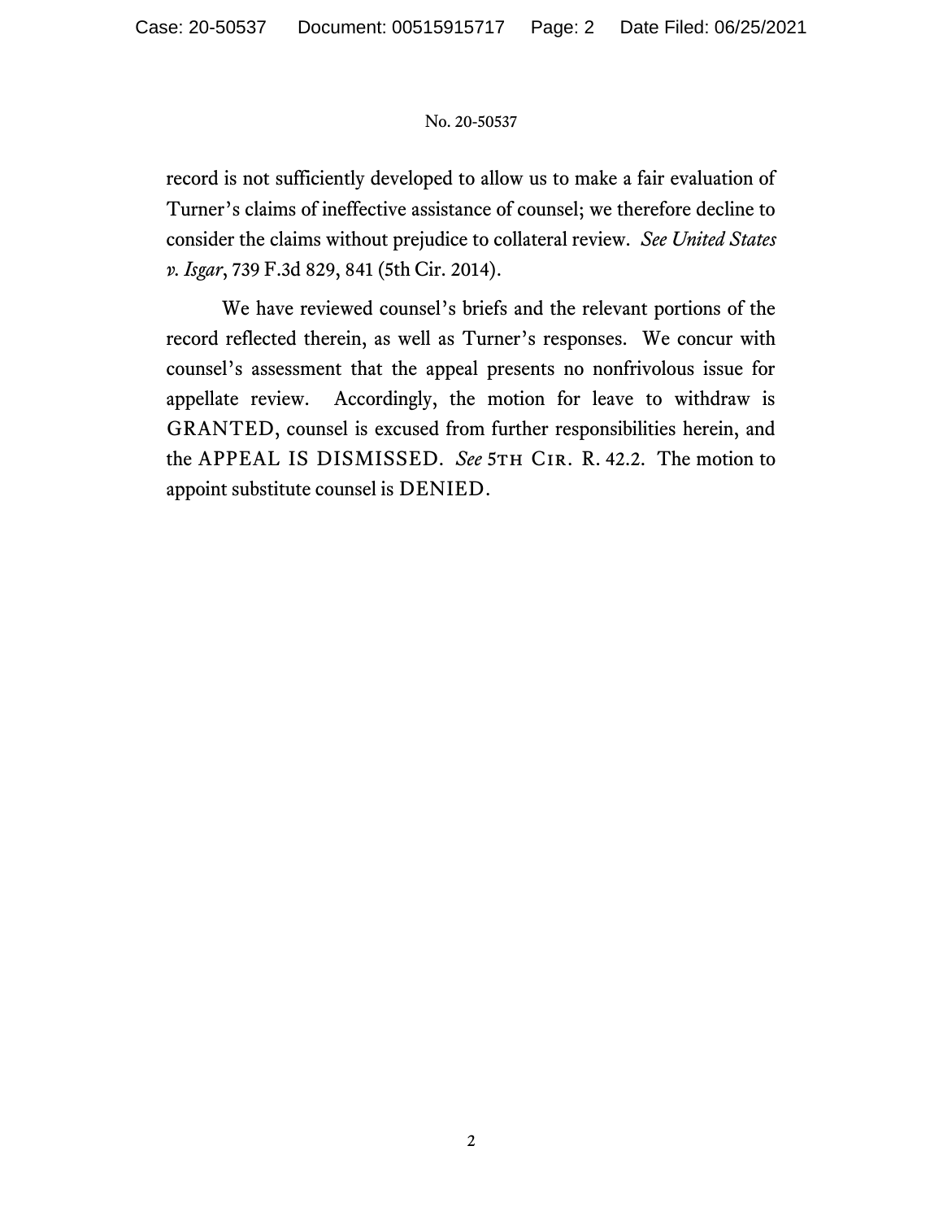record is not sufficiently developed to allow us to make a fair evaluation of Turner's claims of ineffective assistance of counsel; we therefore decline to consider the claims without prejudice to collateral review. *See United States v. Isgar*, 739 F.3d 829, 841 (5th Cir. 2014).

We have reviewed counsel's briefs and the relevant portions of the record reflected therein, as well as Turner's responses. We concur with counsel's assessment that the appeal presents no nonfrivolous issue for appellate review. Accordingly, the motion for leave to withdraw is GRANTED, counsel is excused from further responsibilities herein, and the APPEAL IS DISMISSED. *See* 5TH CIR. R. 42.2. The motion to appoint substitute counsel is DENIED.